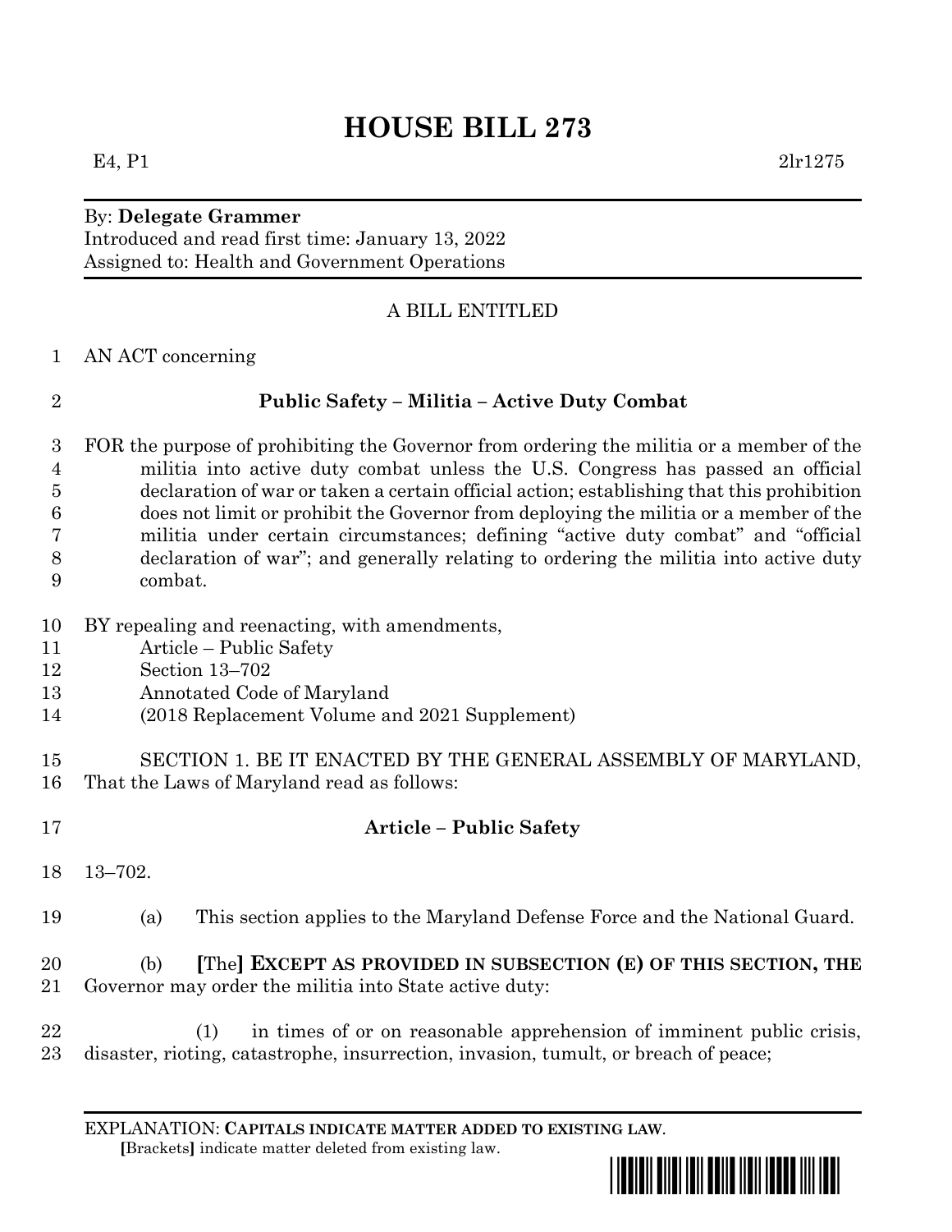# HOUSE BILL 273

E4, P1 2lr1275

By: **Delegate Grammer**
Introduced and read first time: January 13, 2022
Assigned to: Health and Government Operations

A BILL ENTITLED

1 AN ACT concerning

2 **Public Safety – Militia – Active Duty Combat**

3 FOR the purpose of prohibiting the Governor from ordering the militia or a member of the
4 militia into active duty combat unless the U.S. Congress has passed an official
5 declaration of war or taken a certain official action; establishing that this prohibition
6 does not limit or prohibit the Governor from deploying the militia or a member of the
7 militia under certain circumstances; defining "active duty combat" and "official
8 declaration of war"; and generally relating to ordering the militia into active duty
9 combat.

10 BY repealing and reenacting, with amendments,
11 Article – Public Safety
12 Section 13–702
13 Annotated Code of Maryland
14 (2018 Replacement Volume and 2021 Supplement)

15 SECTION 1. BE IT ENACTED BY THE GENERAL ASSEMBLY OF MARYLAND,
16 That the Laws of Maryland read as follows:

17 **Article – Public Safety**

18 13–702.

19 (a) This section applies to the Maryland Defense Force and the National Guard.

20 (b) **[**The**]** **EXCEPT AS PROVIDED IN SUBSECTION (E) OF THIS SECTION, THE**
21 Governor may order the militia into State active duty:

22 (1) in times of or on reasonable apprehension of imminent public crisis,
23 disaster, rioting, catastrophe, insurrection, invasion, tumult, or breach of peace;

EXPLANATION: **CAPITALS INDICATE MATTER ADDED TO EXISTING LAW.**
**[**Brackets**]** indicate matter deleted from existing law.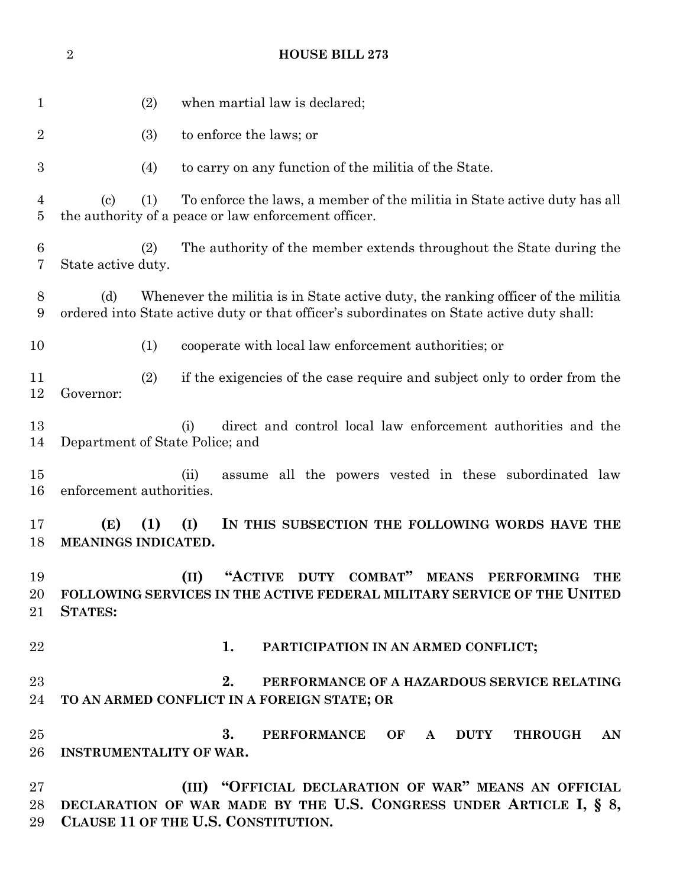(2) when martial law is declared;

(3) to enforce the laws; or

(4) to carry on any function of the militia of the State.

(c) (1) To enforce the laws, a member of the militia in State active duty has all the authority of a peace or law enforcement officer.

(2) The authority of the member extends throughout the State during the State active duty.

(d) Whenever the militia is in State active duty, the ranking officer of the militia ordered into State active duty or that officer's subordinates on State active duty shall:

(1) cooperate with local law enforcement authorities; or

(2) if the exigencies of the case require and subject only to order from the Governor:

(i) direct and control local law enforcement authorities and the Department of State Police; and

(ii) assume all the powers vested in these subordinated law enforcement authorities.

**(E) (1) (I) IN THIS SUBSECTION THE FOLLOWING WORDS HAVE THE MEANINGS INDICATED.**

**(II) "ACTIVE DUTY COMBAT" MEANS PERFORMING THE FOLLOWING SERVICES IN THE ACTIVE FEDERAL MILITARY SERVICE OF THE UNITED STATES:**

**1. PARTICIPATION IN AN ARMED CONFLICT;**

**2. PERFORMANCE OF A HAZARDOUS SERVICE RELATING TO AN ARMED CONFLICT IN A FOREIGN STATE; OR**

**3. PERFORMANCE OF A DUTY THROUGH AN INSTRUMENTALITY OF WAR.**

**(III) "OFFICIAL DECLARATION OF WAR" MEANS AN OFFICIAL DECLARATION OF WAR MADE BY THE U.S. CONGRESS UNDER ARTICLE I, § 8, CLAUSE 11 OF THE U.S. CONSTITUTION.**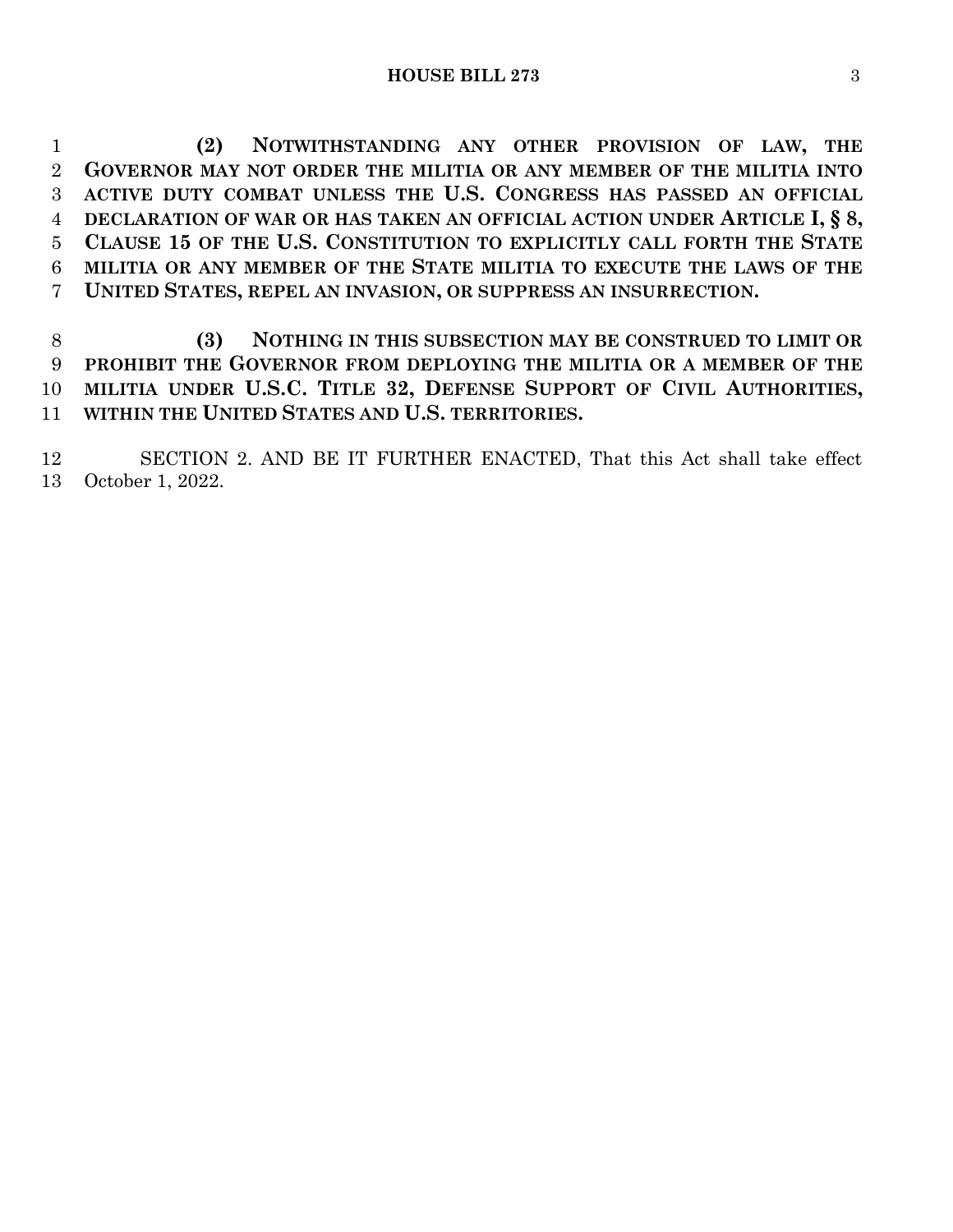**(2) NOTWITHSTANDING ANY OTHER PROVISION OF LAW, THE GOVERNOR MAY NOT ORDER THE MILITIA OR ANY MEMBER OF THE MILITIA INTO ACTIVE DUTY COMBAT UNLESS THE U.S. CONGRESS HAS PASSED AN OFFICIAL DECLARATION OF WAR OR HAS TAKEN AN OFFICIAL ACTION UNDER ARTICLE I, § 8, CLAUSE 15 OF THE U.S. CONSTITUTION TO EXPLICITLY CALL FORTH THE STATE MILITIA OR ANY MEMBER OF THE STATE MILITIA TO EXECUTE THE LAWS OF THE UNITED STATES, REPEL AN INVASION, OR SUPPRESS AN INSURRECTION.**

**(3) NOTHING IN THIS SUBSECTION MAY BE CONSTRUED TO LIMIT OR PROHIBIT THE GOVERNOR FROM DEPLOYING THE MILITIA OR A MEMBER OF THE MILITIA UNDER U.S.C. TITLE 32, DEFENSE SUPPORT OF CIVIL AUTHORITIES, WITHIN THE UNITED STATES AND U.S. TERRITORIES.**

SECTION 2. AND BE IT FURTHER ENACTED, That this Act shall take effect October 1, 2022.